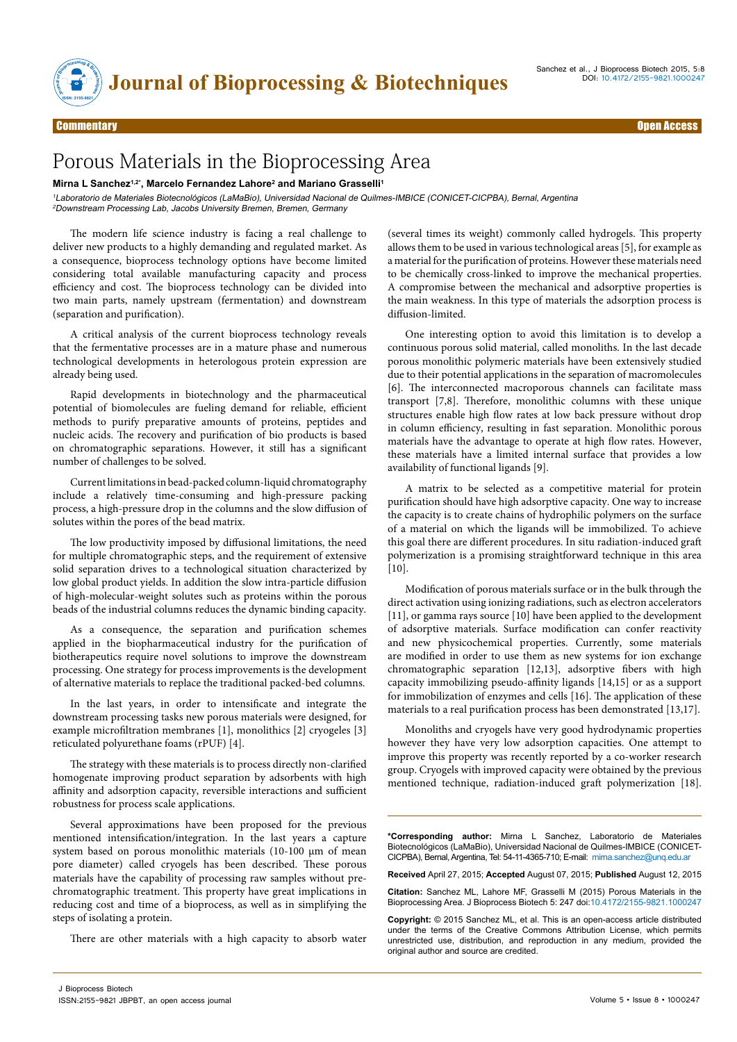Commentary    Open Access

# Porous Materials in the Bioprocessing Area

**Mirna L Sanchez[1,2]*, Marcelo Fernandez Lahore[2] and Mariano Grasselli[1]**

*[1]Laboratorio de Materiales Biotecnológicos (LaMaBio), Universidad Nacional de Quilmes-IMBICE (CONICET-CICPBA), Bernal, Argentina*
*[2]Downstream Processing Lab, Jacobs University Bremen, Bremen, Germany*

The modern life science industry is facing a real challenge to deliver new products to a highly demanding and regulated market. As a consequence, bioprocess technology options have become limited considering total available manufacturing capacity and process efficiency and cost. The bioprocess technology can be divided into two main parts, namely upstream (fermentation) and downstream (separation and purification).

A critical analysis of the current bioprocess technology reveals that the fermentative processes are in a mature phase and numerous technological developments in heterologous protein expression are already being used.

Rapid developments in biotechnology and the pharmaceutical potential of biomolecules are fueling demand for reliable, efficient methods to purify preparative amounts of proteins, peptides and nucleic acids. The recovery and purification of bio products is based on chromatographic separations. However, it still has a significant number of challenges to be solved.

Current limitations in bead-packed column-liquid chromatography include a relatively time-consuming and high-pressure packing process, a high-pressure drop in the columns and the slow diffusion of solutes within the pores of the bead matrix.

The low productivity imposed by diffusional limitations, the need for multiple chromatographic steps, and the requirement of extensive solid separation drives to a technological situation characterized by low global product yields. In addition the slow intra-particle diffusion of high-molecular-weight solutes such as proteins within the porous beads of the industrial columns reduces the dynamic binding capacity.

As a consequence, the separation and purification schemes applied in the biopharmaceutical industry for the purification of biotherapeutics require novel solutions to improve the downstream processing. One strategy for process improvements is the development of alternative materials to replace the traditional packed-bed columns.

In the last years, in order to intensificate and integrate the downstream processing tasks new porous materials were designed, for example microfiltration membranes [1], monolithics [2] cryogeles [3] reticulated polyurethane foams (rPUF) [4].

The strategy with these materials is to process directly non-clarified homogenate improving product separation by adsorbents with high affinity and adsorption capacity, reversible interactions and sufficient robustness for process scale applications.

Several approximations have been proposed for the previous mentioned intensification/integration. In the last years a capture system based on porous monolithic materials (10-100 μm of mean pore diameter) called cryogels has been described. These porous materials have the capability of processing raw samples without pre-chromatographic treatment. This property have great implications in reducing cost and time of a bioprocess, as well as in simplifying the steps of isolating a protein.

There are other materials with a high capacity to absorb water (several times its weight) commonly called hydrogels. This property allows them to be used in various technological areas [5], for example as a material for the purification of proteins. However these materials need to be chemically cross-linked to improve the mechanical properties. A compromise between the mechanical and adsorptive properties is the main weakness. In this type of materials the adsorption process is diffusion-limited.

One interesting option to avoid this limitation is to develop a continuous porous solid material, called monoliths. In the last decade porous monolithic polymeric materials have been extensively studied due to their potential applications in the separation of macromolecules [6]. The interconnected macroporous channels can facilitate mass transport [7,8]. Therefore, monolithic columns with these unique structures enable high flow rates at low back pressure without drop in column efficiency, resulting in fast separation. Monolithic porous materials have the advantage to operate at high flow rates. However, these materials have a limited internal surface that provides a low availability of functional ligands [9].

A matrix to be selected as a competitive material for protein purification should have high adsorptive capacity. One way to increase the capacity is to create chains of hydrophilic polymers on the surface of a material on which the ligands will be immobilized. To achieve this goal there are different procedures. In situ radiation-induced graft polymerization is a promising straightforward technique in this area [10].

Modification of porous materials surface or in the bulk through the direct activation using ionizing radiations, such as electron accelerators [11], or gamma rays source [10] have been applied to the development of adsorptive materials. Surface modification can confer reactivity and new physicochemical properties. Currently, some materials are modified in order to use them as new systems for ion exchange chromatographic separation [12,13], adsorptive fibers with high capacity immobilizing pseudo-affinity ligands [14,15] or as a support for immobilization of enzymes and cells [16]. The application of these materials to a real purification process has been demonstrated [13,17].

Monoliths and cryogels have very good hydrodynamic properties however they have very low adsorption capacities. One attempt to improve this property was recently reported by a co-worker research group. Cryogels with improved capacity were obtained by the previous mentioned technique, radiation-induced graft polymerization [18].

**\*Corresponding author:** Mirna L Sanchez, Laboratorio de Materiales Biotecnológicos (LaMaBio), Universidad Nacional de Quilmes-IMBICE (CONICET-CICPBA), Bernal, Argentina, Tel: 54-11-4365-710; E-mail: mirna.sanchez@unq.edu.ar

**Received** April 27, 2015; **Accepted** August 07, 2015; **Published** August 12, 2015

**Citation:** Sanchez ML, Lahore MF, Grasselli M (2015) Porous Materials in the Bioprocessing Area. J Bioprocess Biotech 5: 247 doi:10.4172/2155-9821.1000247

**Copyright:** © 2015 Sanchez ML, et al. This is an open-access article distributed under the terms of the Creative Commons Attribution License, which permits unrestricted use, distribution, and reproduction in any medium, provided the original author and source are credited.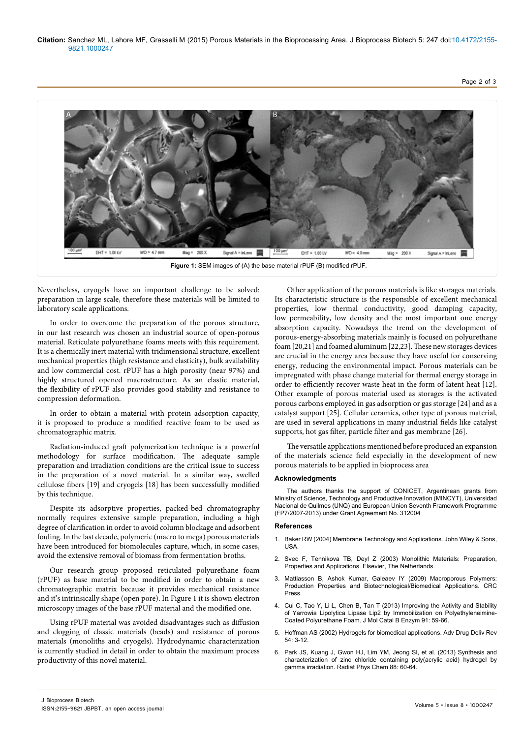Figure 1: SEM images of (A) the base material rPUF (B) modified rPUF.

Nevertheless, cryogels have an important challenge to be solved: preparation in large scale, therefore these materials will be limited to laboratory scale applications.

In order to overcome the preparation of the porous structure, in our last research was chosen an industrial source of open-porous material. Reticulate polyurethane foams meets with this requirement. It is a chemically inert material with tridimensional structure, excellent mechanical properties (high resistance and elasticity), bulk availability and low commercial cost. rPUF has a high porosity (near 97%) and highly structured opened macrostructure. As an elastic material, the flexibility of rPUF also provides good stability and resistance to compression deformation.

In order to obtain a material with protein adsorption capacity, it is proposed to produce a modified reactive foam to be used as chromatographic matrix.

Radiation-induced graft polymerization technique is a powerful methodology for surface modification. The adequate sample preparation and irradiation conditions are the critical issue to success in the preparation of a novel material. In a similar way, swelled cellulose fibers [19] and cryogels [18] has been successfully modified by this technique.

Despite its adsorptive properties, packed-bed chromatography normally requires extensive sample preparation, including a high degree of clarification in order to avoid column blockage and adsorbent fouling. In the last decade, polymeric (macro to mega) porous materials have been introduced for biomolecules capture, which, in some cases, avoid the extensive removal of biomass from fermentation broths.

Our research group proposed reticulated polyurethane foam (rPUF) as base material to be modified in order to obtain a new chromatographic matrix because it provides mechanical resistance and it's intrinsically shape (open pore). In Figure 1 it is shown electron microscopy images of the base rPUF material and the modified one.

Using rPUF material was avoided disadvantages such as diffusion and clogging of classic materials (beads) and resistance of porous materials (monoliths and cryogels). Hydrodynamic characterization is currently studied in detail in order to obtain the maximum process productivity of this novel material.

Other application of the porous materials is like storages materials. Its characteristic structure is the responsible of excellent mechanical properties, low thermal conductivity, good damping capacity, low permeability, low density and the most important one energy absorption capacity. Nowadays the trend on the development of porous-energy-absorbing materials mainly is focused on polyurethane foam [20,21] and foamed aluminum [22,23]. These new storages devices are crucial in the energy area because they have useful for conserving energy, reducing the environmental impact. Porous materials can be impregnated with phase change material for thermal energy storage in order to efficiently recover waste heat in the form of latent heat [12]. Other example of porous material used as storages is the activated porous carbons employed in gas adsorption or gas storage [24] and as a catalyst support [25]. Cellular ceramics, other type of porous material, are used in several applications in many industrial fields like catalyst supports, hot gas filter, particle filter and gas membrane [26].

The versatile applications mentioned before produced an expansion of the materials science field especially in the development of new porous materials to be applied in bioprocess area

## Acknowledgments

The authors thanks the support of CONICET, Argentinean grants from Ministry of Science, Technology and Productive Innovation (MINCYT), Universidad Nacional de Quilmes (UNQ) and European Union Seventh Framework Programme (FP7/2007-2013) under Grant Agreement No. 312004

## References

1. Baker RW (2004) Membrane Technology and Applications. John Wiley & Sons, USA.
2. Svec F, Tennikova TB, Deyl Z (2003) Monolithic Materials: Preparation, Properties and Applications. Elsevier, The Netherlands.
3. Mattiasson B, Ashok Kumar, Galeaev IY (2009) Macroporous Polymers: Production Properties and Biotechnological/Biomedical Applications. CRC Press.
4. Cui C, Tao Y, Li L, Chen B, Tan T (2013) Improving the Activity and Stability of Yarrowia Lipolytica Lipase Lip2 by Immobilization on Polyethyleneimine-Coated Polyurethane Foam. J Mol Catal B Enzym 91: 59-66.
5. Hoffman AS (2002) Hydrogels for biomedical applications. Adv Drug Deliv Rev 54: 3-12.
6. Park JS, Kuang J, Gwon HJ, Lim YM, Jeong SI, et al. (2013) Synthesis and characterization of zinc chloride containing poly(acrylic acid) hydrogel by gamma irradiation. Radiat Phys Chem 88: 60-64.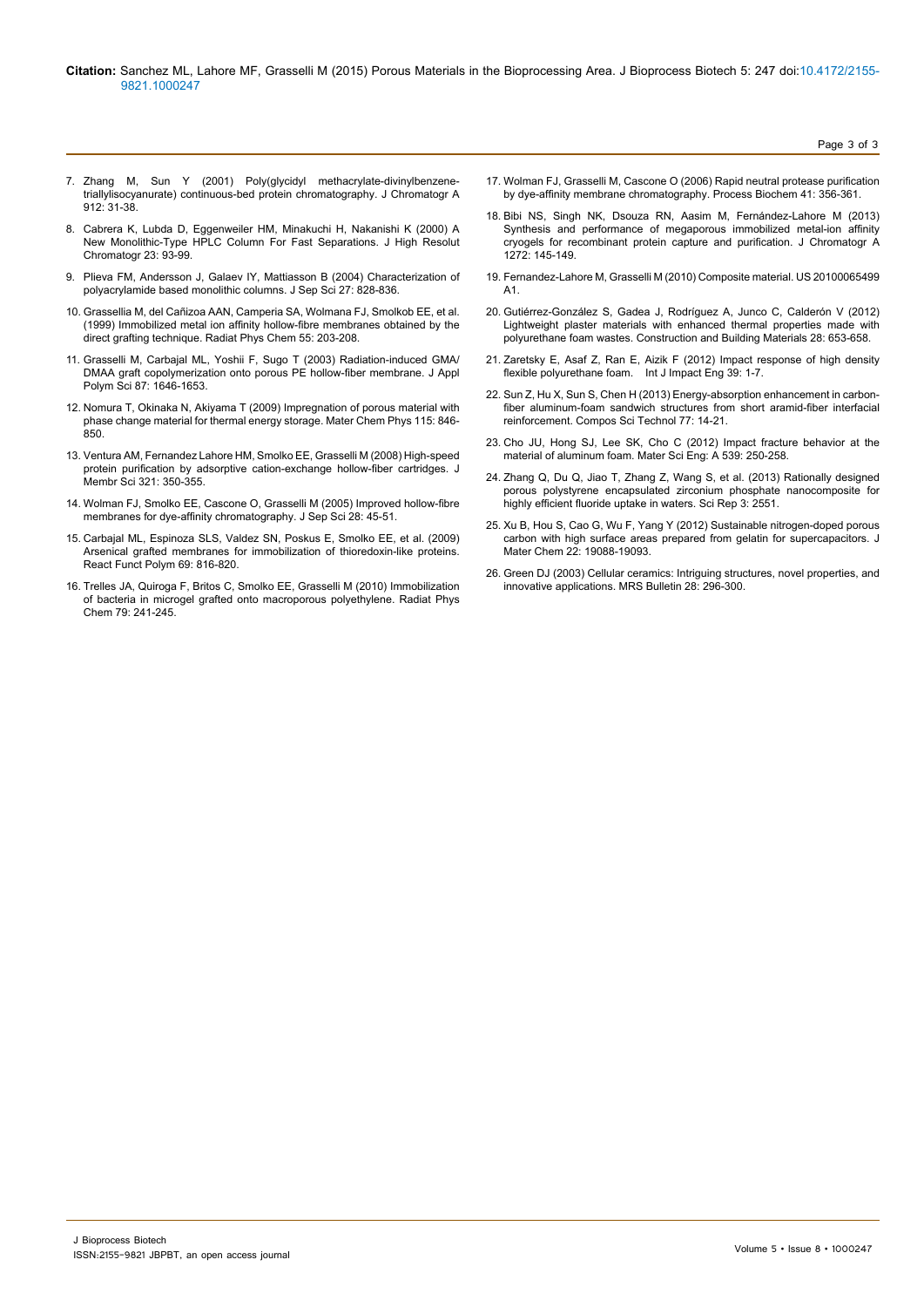7. Zhang M, Sun Y (2001) Poly(glycidyl methacrylate-divinylbenzene-triallylisocyanurate) continuous-bed protein chromatography. J Chromatogr A 912: 31-38.

8. Cabrera K, Lubda D, Eggenweiler HM, Minakuchi H, Nakanishi K (2000) A New Monolithic-Type HPLC Column For Fast Separations. J High Resolut Chromatogr 23: 93-99.

9. Plieva FM, Andersson J, Galaev IY, Mattiasson B (2004) Characterization of polyacrylamide based monolithic columns. J Sep Sci 27: 828-836.

10. Grassellia M, del Cañizoa AAN, Camperia SA, Wolmana FJ, Smolkob EE, et al. (1999) Immobilized metal ion affinity hollow-fibre membranes obtained by the direct grafting technique. Radiat Phys Chem 55: 203-208.

11. Grasselli M, Carbajal ML, Yoshii F, Sugo T (2003) Radiation-induced GMA/DMAA graft copolymerization onto porous PE hollow-fiber membrane. J Appl Polym Sci 87: 1646-1653.

12. Nomura T, Okinaka N, Akiyama T (2009) Impregnation of porous material with phase change material for thermal energy storage. Mater Chem Phys 115: 846-850.

13. Ventura AM, Fernandez Lahore HM, Smolko EE, Grasselli M (2008) High-speed protein purification by adsorptive cation-exchange hollow-fiber cartridges. J Membr Sci 321: 350-355.

14. Wolman FJ, Smolko EE, Cascone O, Grasselli M (2005) Improved hollow-fibre membranes for dye-affinity chromatography. J Sep Sci 28: 45-51.

15. Carbajal ML, Espinoza SLS, Valdez SN, Poskus E, Smolko EE, et al. (2009) Arsenical grafted membranes for immobilization of thioredoxin-like proteins. React Funct Polym 69: 816-820.

16. Trelles JA, Quiroga F, Britos C, Smolko EE, Grasselli M (2010) Immobilization of bacteria in microgel grafted onto macroporous polyethylene. Radiat Phys Chem 79: 241-245.

17. Wolman FJ, Grasselli M, Cascone O (2006) Rapid neutral protease purification by dye-affinity membrane chromatography. Process Biochem 41: 356-361.

18. Bibi NS, Singh NK, Dsouza RN, Aasim M, Fernández-Lahore M (2013) Synthesis and performance of megaporous immobilized metal-ion affinity cryogels for recombinant protein capture and purification. J Chromatogr A 1272: 145-149.

19. Fernandez-Lahore M, Grasselli M (2010) Composite material. US 20100065499 A1.

20. Gutiérrez-González S, Gadea J, Rodríguez A, Junco C, Calderón V (2012) Lightweight plaster materials with enhanced thermal properties made with polyurethane foam wastes. Construction and Building Materials 28: 653-658.

21. Zaretsky E, Asaf Z, Ran E, Aizik F (2012) Impact response of high density flexible polyurethane foam. Int J Impact Eng 39: 1-7.

22. Sun Z, Hu X, Sun S, Chen H (2013) Energy-absorption enhancement in carbon-fiber aluminum-foam sandwich structures from short aramid-fiber interfacial reinforcement. Compos Sci Technol 77: 14-21.

23. Cho JU, Hong SJ, Lee SK, Cho C (2012) Impact fracture behavior at the material of aluminum foam. Mater Sci Eng: A 539: 250-258.

24. Zhang Q, Du Q, Jiao T, Zhang Z, Wang S, et al. (2013) Rationally designed porous polystyrene encapsulated zirconium phosphate nanocomposite for highly efficient fluoride uptake in waters. Sci Rep 3: 2551.

25. Xu B, Hou S, Cao G, Wu F, Yang Y (2012) Sustainable nitrogen-doped porous carbon with high surface areas prepared from gelatin for supercapacitors. J Mater Chem 22: 19088-19093.

26. Green DJ (2003) Cellular ceramics: Intriguing structures, novel properties, and innovative applications. MRS Bulletin 28: 296-300.